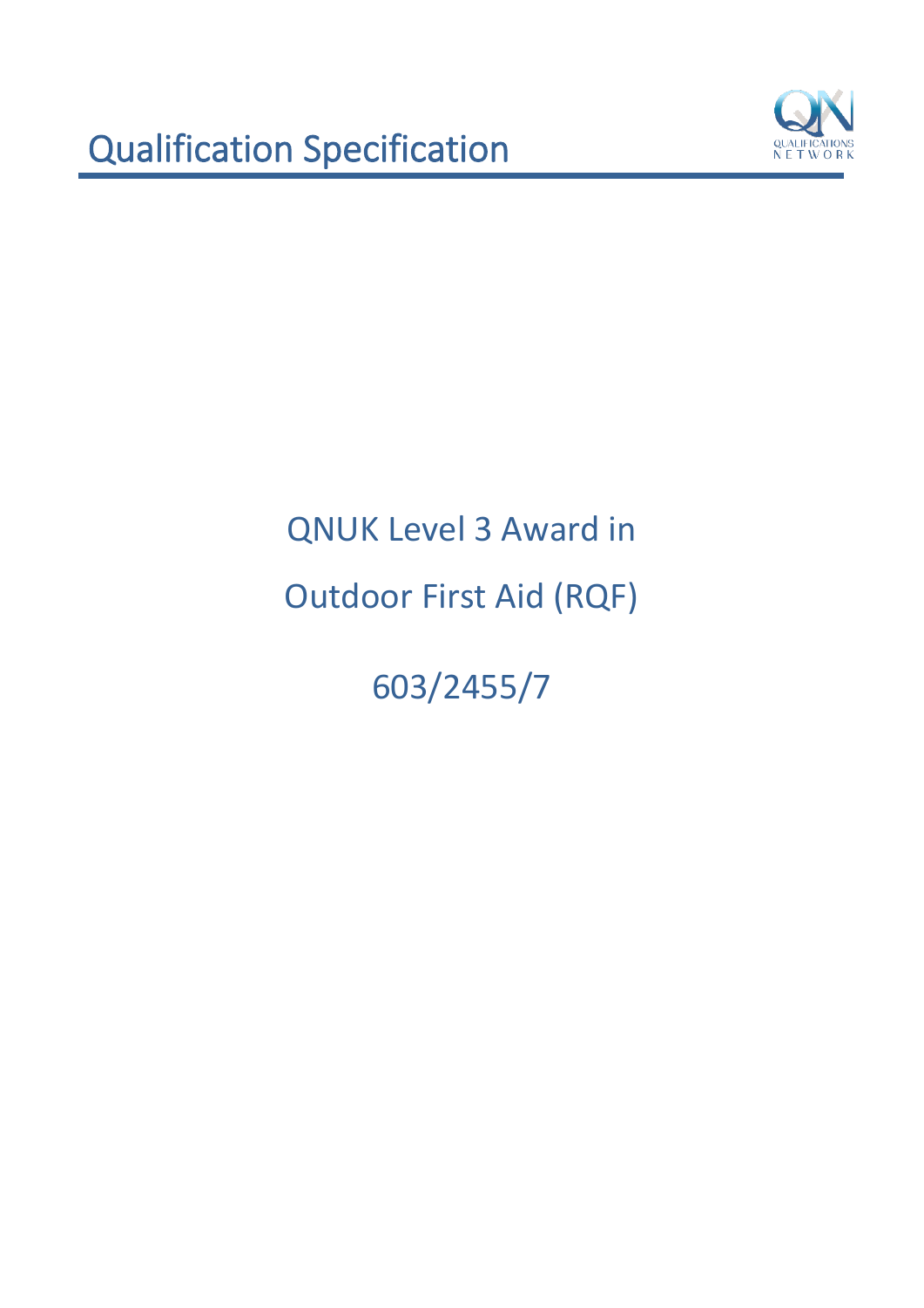# Qualification Specification

## QNUK Level 3 Award in Outdoor First Aid (RQF)

## 603/2455/7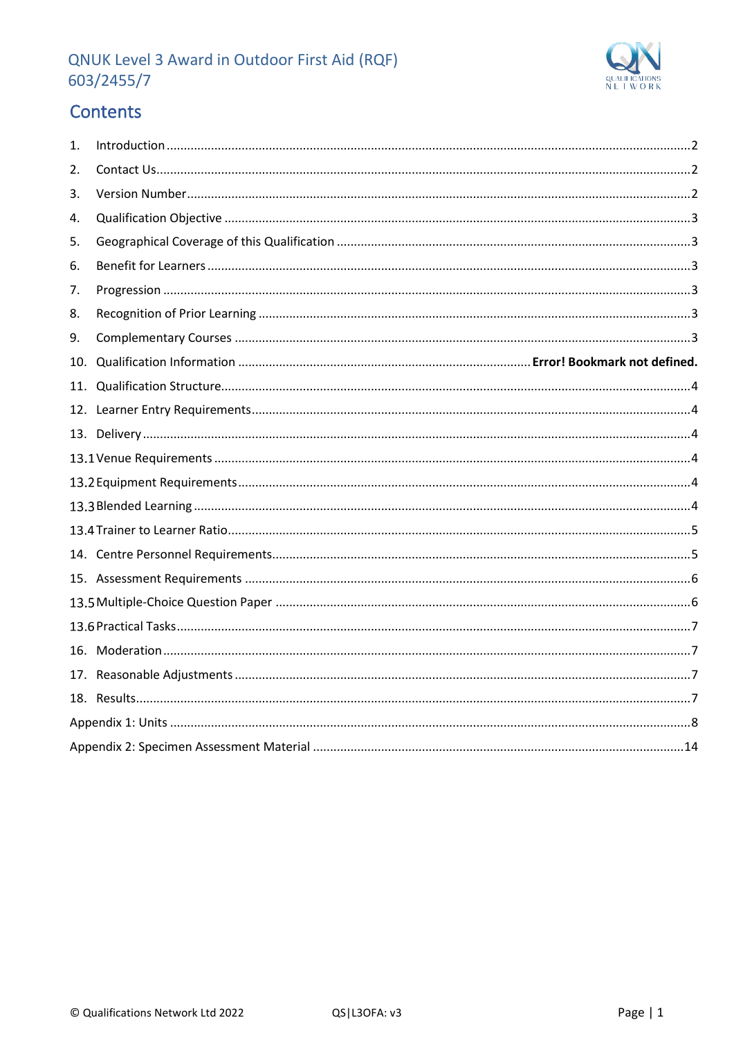# QNUK Level 3 Award in Outdoor First Aid (RQF) 603/2455/7

## Contents

1. Introduction ........................................................................ 2
2. Contact Us ........................................................................ 2
3. Version Number ........................................................................ 2
4. Qualification Objective ........................................................................ 3
5. Geographical Coverage of this Qualification ........................................................................ 3
6. Benefit for Learners ........................................................................ 3
7. Progression ........................................................................ 3
8. Recognition of Prior Learning ........................................................................ 3
9. Complementary Courses ........................................................................ 3
10. Qualification Information ........................................................................ **Error! Bookmark not defined.**
11. Qualification Structure ........................................................................ 4
12. Learner Entry Requirements ........................................................................ 4
13. Delivery ........................................................................ 4

13.1 Venue Requirements ........................................................................ 4

13.2 Equipment Requirements ........................................................................ 4

13.3 Blended Learning ........................................................................ 4

13.4 Trainer to Learner Ratio ........................................................................ 5

14. Centre Personnel Requirements ........................................................................ 5
15. Assessment Requirements ........................................................................ 6

13.5 Multiple-Choice Question Paper ........................................................................ 6

13.6 Practical Tasks ........................................................................ 7

16. Moderation ........................................................................ 7
17. Reasonable Adjustments ........................................................................ 7
18. Results ........................................................................ 7

Appendix 1: Units ........................................................................ 8

Appendix 2: Specimen Assessment Material ........................................................................ 14

© Qualifications Network Ltd 2022 QS|L3OFA: v3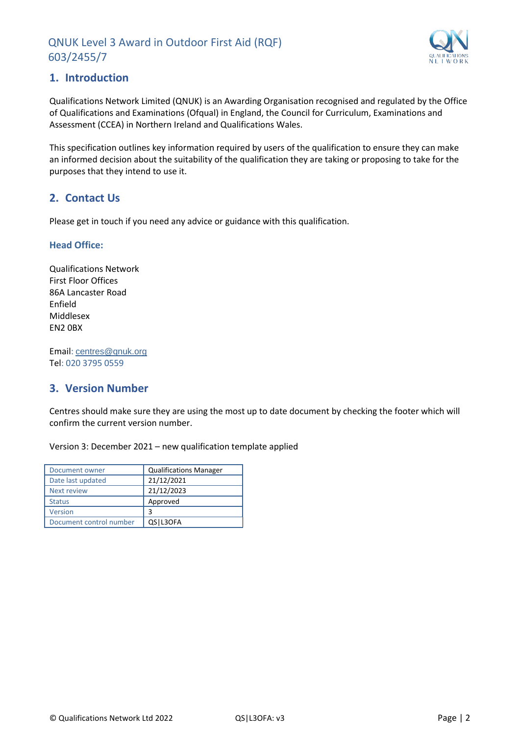# QNUK Level 3 Award in Outdoor First Aid (RQF) 603/2455/7

## 1. Introduction

Qualifications Network Limited (QNUK) is an Awarding Organisation recognised and regulated by the Office of Qualifications and Examinations (Ofqual) in England, the Council for Curriculum, Examinations and Assessment (CCEA) in Northern Ireland and Qualifications Wales.

This specification outlines key information required by users of the qualification to ensure they can make an informed decision about the suitability of the qualification they are taking or proposing to take for the purposes that they intend to use it.

## 2. Contact Us

Please get in touch if you need any advice or guidance with this qualification.

### Head Office:

Qualifications Network
First Floor Offices
86A Lancaster Road
Enfield
Middlesex
EN2 0BX

Email: centres@qnuk.org
Tel: 020 3795 0559

## 3. Version Number

Centres should make sure they are using the most up to date document by checking the footer which will confirm the current version number.

Version 3: December 2021 – new qualification template applied

| Document owner | Qualifications Manager |
|---|---|
| Date last updated | 21/12/2021 |
| Next review | 21/12/2023 |
| Status | Approved |
| Version | 3 |
| Document control number | QS\|L3OFA |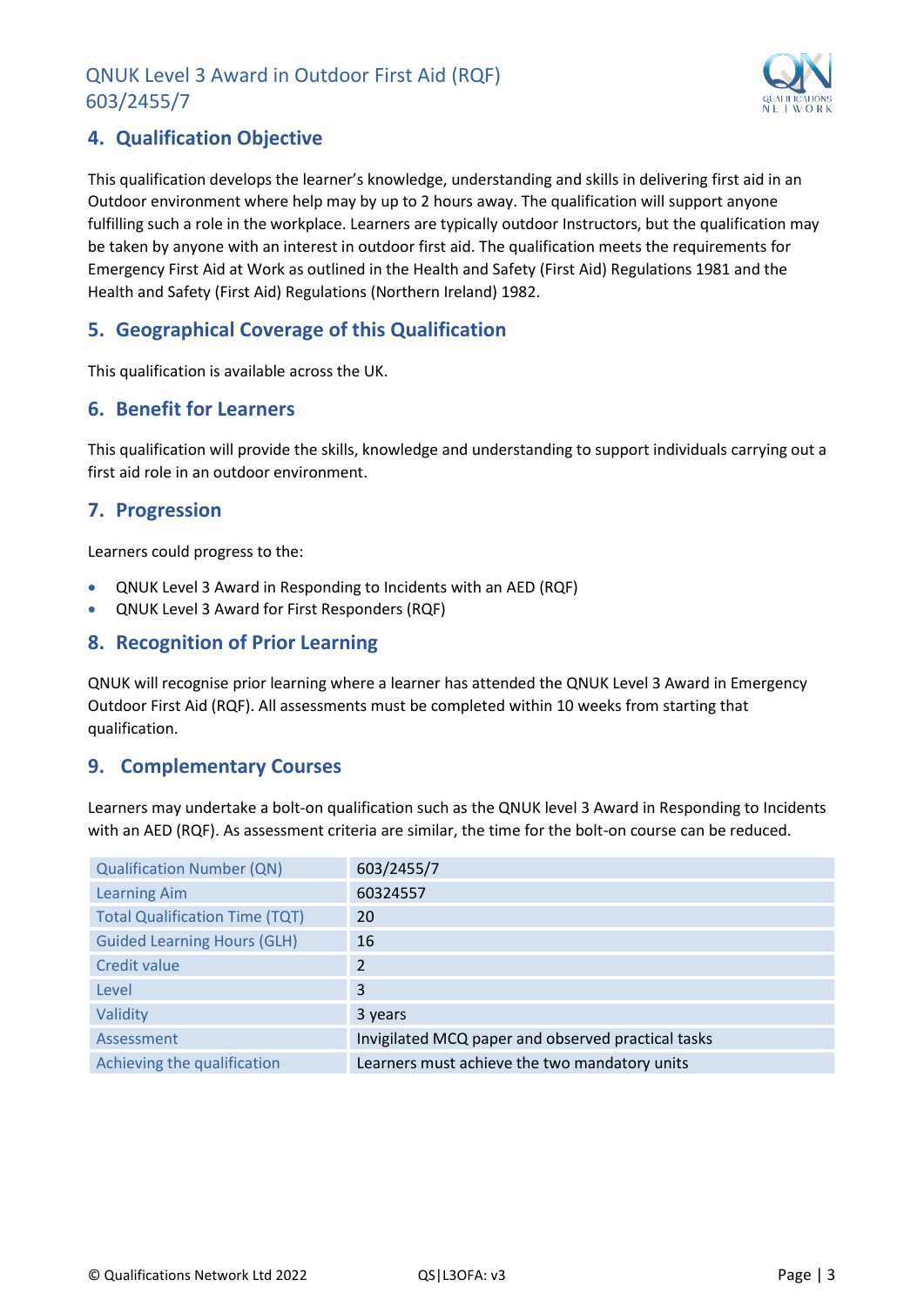## 4. Qualification Objective

This qualification develops the learner's knowledge, understanding and skills in delivering first aid in an Outdoor environment where help may by up to 2 hours away. The qualification will support anyone fulfilling such a role in the workplace. Learners are typically outdoor Instructors, but the qualification may be taken by anyone with an interest in outdoor first aid. The qualification meets the requirements for Emergency First Aid at Work as outlined in the Health and Safety (First Aid) Regulations 1981 and the Health and Safety (First Aid) Regulations (Northern Ireland) 1982.

## 5. Geographical Coverage of this Qualification

This qualification is available across the UK.

## 6. Benefit for Learners

This qualification will provide the skills, knowledge and understanding to support individuals carrying out a first aid role in an outdoor environment.

## 7. Progression

Learners could progress to the:

- QNUK Level 3 Award in Responding to Incidents with an AED (RQF)
- QNUK Level 3 Award for First Responders (RQF)

## 8. Recognition of Prior Learning

QNUK will recognise prior learning where a learner has attended the QNUK Level 3 Award in Emergency Outdoor First Aid (RQF). All assessments must be completed within 10 weeks from starting that qualification.

## 9. Complementary Courses

Learners may undertake a bolt-on qualification such as the QNUK level 3 Award in Responding to Incidents with an AED (RQF). As assessment criteria are similar, the time for the bolt-on course can be reduced.

| | |
|---|---|
| Qualification Number (QN) | 603/2455/7 |
| Learning Aim | 60324557 |
| Total Qualification Time (TQT) | 20 |
| Guided Learning Hours (GLH) | 16 |
| Credit value | 2 |
| Level | 3 |
| Validity | 3 years |
| Assessment | Invigilated MCQ paper and observed practical tasks |
| Achieving the qualification | Learners must achieve the two mandatory units |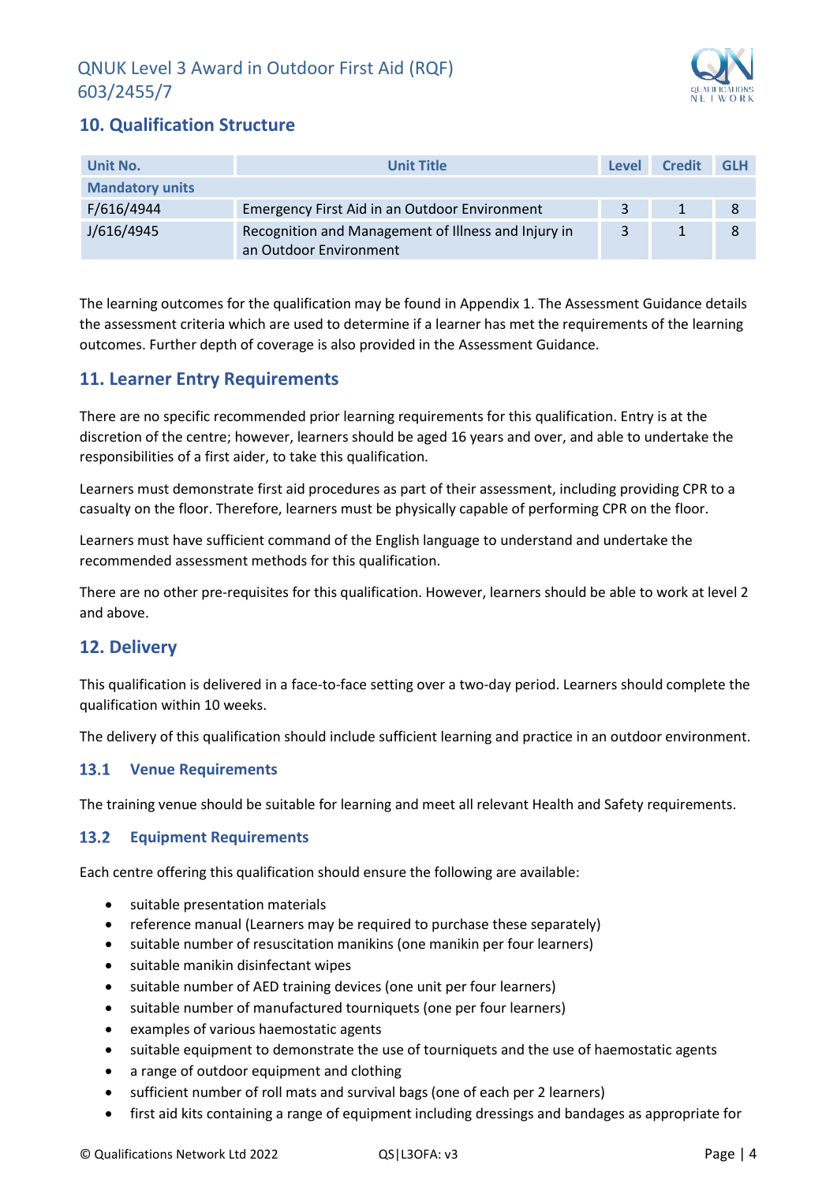## 10. Qualification Structure

| Unit No. | Unit Title | Level | Credit | GLH |
|---|---|---|---|---|
| **Mandatory units** | | | | |
| F/616/4944 | Emergency First Aid in an Outdoor Environment | 3 | 1 | 8 |
| J/616/4945 | Recognition and Management of Illness and Injury in an Outdoor Environment | 3 | 1 | 8 |

The learning outcomes for the qualification may be found in Appendix 1. The Assessment Guidance details the assessment criteria which are used to determine if a learner has met the requirements of the learning outcomes. Further depth of coverage is also provided in the Assessment Guidance.

## 11. Learner Entry Requirements

There are no specific recommended prior learning requirements for this qualification. Entry is at the discretion of the centre; however, learners should be aged 16 years and over, and able to undertake the responsibilities of a first aider, to take this qualification.

Learners must demonstrate first aid procedures as part of their assessment, including providing CPR to a casualty on the floor. Therefore, learners must be physically capable of performing CPR on the floor.

Learners must have sufficient command of the English language to understand and undertake the recommended assessment methods for this qualification.

There are no other pre-requisites for this qualification. However, learners should be able to work at level 2 and above.

## 12. Delivery

This qualification is delivered in a face-to-face setting over a two-day period. Learners should complete the qualification within 10 weeks.

The delivery of this qualification should include sufficient learning and practice in an outdoor environment.

### 13.1 Venue Requirements

The training venue should be suitable for learning and meet all relevant Health and Safety requirements.

### 13.2 Equipment Requirements

Each centre offering this qualification should ensure the following are available:

- suitable presentation materials
- reference manual (Learners may be required to purchase these separately)
- suitable number of resuscitation manikins (one manikin per four learners)
- suitable manikin disinfectant wipes
- suitable number of AED training devices (one unit per four learners)
- suitable number of manufactured tourniquets (one per four learners)
- examples of various haemostatic agents
- suitable equipment to demonstrate the use of tourniquets and the use of haemostatic agents
- a range of outdoor equipment and clothing
- sufficient number of roll mats and survival bags (one of each per 2 learners)
- first aid kits containing a range of equipment including dressings and bandages as appropriate for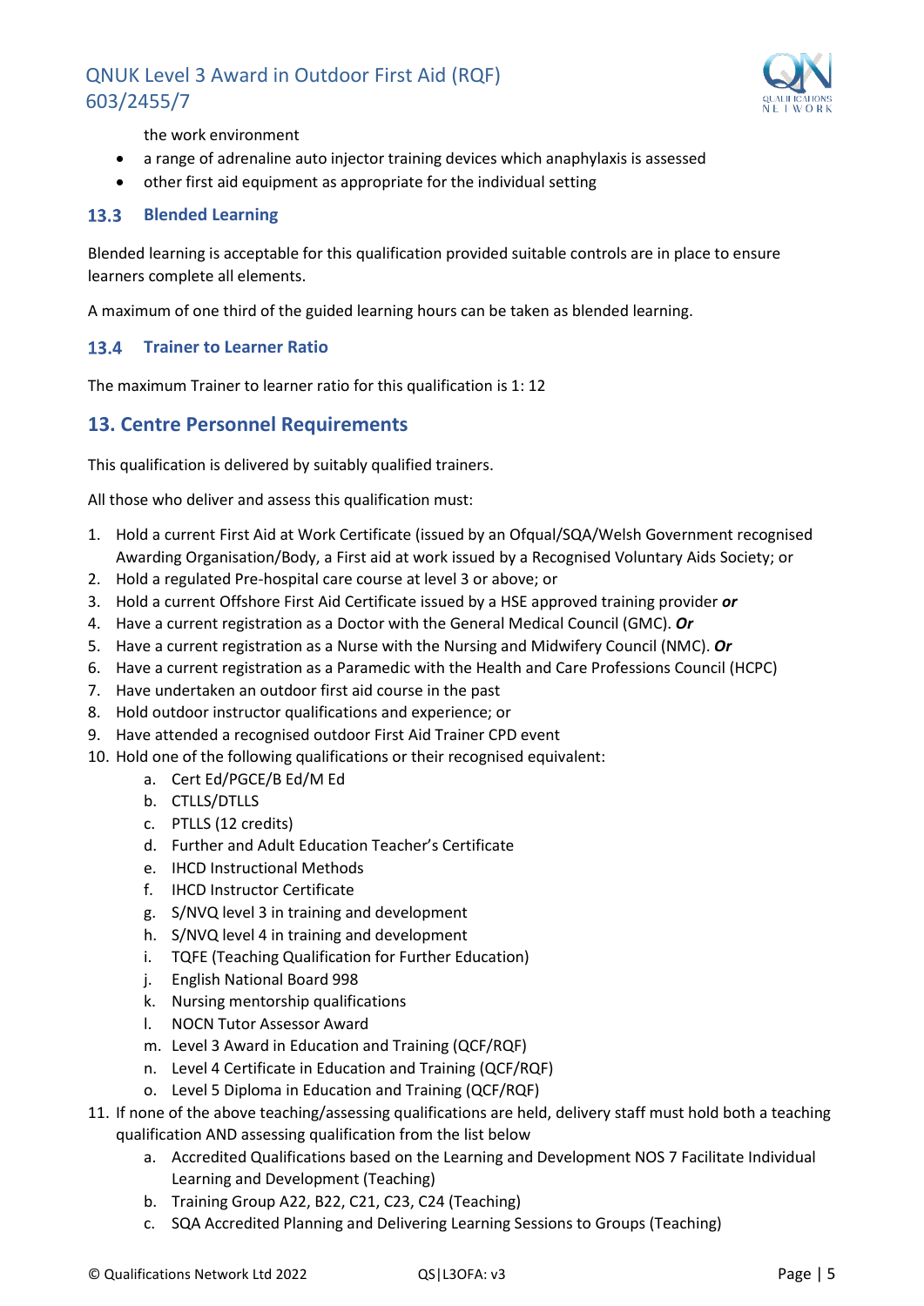the work environment

- a range of adrenaline auto injector training devices which anaphylaxis is assessed
- other first aid equipment as appropriate for the individual setting

### 13.3 Blended Learning

Blended learning is acceptable for this qualification provided suitable controls are in place to ensure learners complete all elements.

A maximum of one third of the guided learning hours can be taken as blended learning.

### 13.4 Trainer to Learner Ratio

The maximum Trainer to learner ratio for this qualification is 1: 12

## 13. Centre Personnel Requirements

This qualification is delivered by suitably qualified trainers.

All those who deliver and assess this qualification must:

1. Hold a current First Aid at Work Certificate (issued by an Ofqual/SQA/Welsh Government recognised Awarding Organisation/Body, a First aid at work issued by a Recognised Voluntary Aids Society; or
2. Hold a regulated Pre-hospital care course at level 3 or above; or
3. Hold a current Offshore First Aid Certificate issued by a HSE approved training provider ***or***
4. Have a current registration as a Doctor with the General Medical Council (GMC). ***Or***
5. Have a current registration as a Nurse with the Nursing and Midwifery Council (NMC). ***Or***
6. Have a current registration as a Paramedic with the Health and Care Professions Council (HCPC)
7. Have undertaken an outdoor first aid course in the past
8. Hold outdoor instructor qualifications and experience; or
9. Have attended a recognised outdoor First Aid Trainer CPD event
10. Hold one of the following qualifications or their recognised equivalent:
    a. Cert Ed/PGCE/B Ed/M Ed
    b. CTLLS/DTLLS
    c. PTLLS (12 credits)
    d. Further and Adult Education Teacher's Certificate
    e. IHCD Instructional Methods
    f. IHCD Instructor Certificate
    g. S/NVQ level 3 in training and development
    h. S/NVQ level 4 in training and development
    i. TQFE (Teaching Qualification for Further Education)
    j. English National Board 998
    k. Nursing mentorship qualifications
    l. NOCN Tutor Assessor Award
    m. Level 3 Award in Education and Training (QCF/RQF)
    n. Level 4 Certificate in Education and Training (QCF/RQF)
    o. Level 5 Diploma in Education and Training (QCF/RQF)
11. If none of the above teaching/assessing qualifications are held, delivery staff must hold both a teaching qualification AND assessing qualification from the list below
    a. Accredited Qualifications based on the Learning and Development NOS 7 Facilitate Individual Learning and Development (Teaching)
    b. Training Group A22, B22, C21, C23, C24 (Teaching)
    c. SQA Accredited Planning and Delivering Learning Sessions to Groups (Teaching)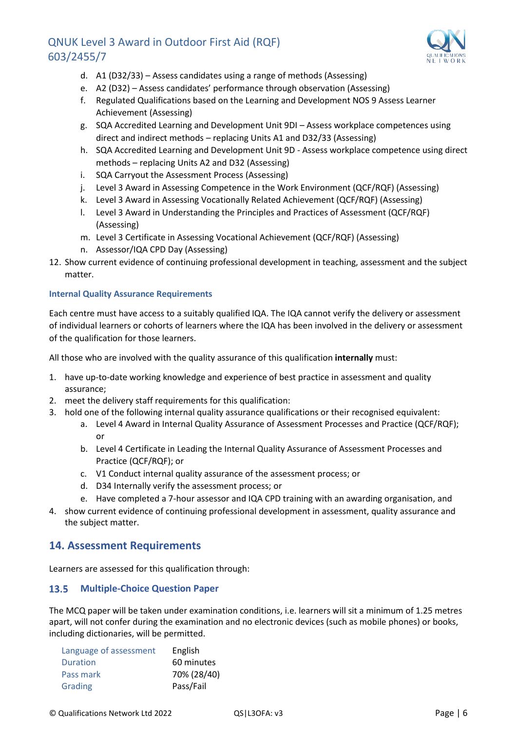d. A1 (D32/33) – Assess candidates using a range of methods (Assessing)
e. A2 (D32) – Assess candidates' performance through observation (Assessing)
f. Regulated Qualifications based on the Learning and Development NOS 9 Assess Learner Achievement (Assessing)
g. SQA Accredited Learning and Development Unit 9DI – Assess workplace competences using direct and indirect methods – replacing Units A1 and D32/33 (Assessing)
h. SQA Accredited Learning and Development Unit 9D - Assess workplace competence using direct methods – replacing Units A2 and D32 (Assessing)
i. SQA Carryout the Assessment Process (Assessing)
j. Level 3 Award in Assessing Competence in the Work Environment (QCF/RQF) (Assessing)
k. Level 3 Award in Assessing Vocationally Related Achievement (QCF/RQF) (Assessing)
l. Level 3 Award in Understanding the Principles and Practices of Assessment (QCF/RQF) (Assessing)
m. Level 3 Certificate in Assessing Vocational Achievement (QCF/RQF) (Assessing)
n. Assessor/IQA CPD Day (Assessing)

12. Show current evidence of continuing professional development in teaching, assessment and the subject matter.

### Internal Quality Assurance Requirements

Each centre must have access to a suitably qualified IQA. The IQA cannot verify the delivery or assessment of individual learners or cohorts of learners where the IQA has been involved in the delivery or assessment of the qualification for those learners.

All those who are involved with the quality assurance of this qualification **internally** must:

1. have up-to-date working knowledge and experience of best practice in assessment and quality assurance;
2. meet the delivery staff requirements for this qualification:
3. hold one of the following internal quality assurance qualifications or their recognised equivalent:
   a. Level 4 Award in Internal Quality Assurance of Assessment Processes and Practice (QCF/RQF); or
   b. Level 4 Certificate in Leading the Internal Quality Assurance of Assessment Processes and Practice (QCF/RQF); or
   c. V1 Conduct internal quality assurance of the assessment process; or
   d. D34 Internally verify the assessment process; or
   e. Have completed a 7-hour assessor and IQA CPD training with an awarding organisation, and
4. show current evidence of continuing professional development in assessment, quality assurance and the subject matter.

## 14. Assessment Requirements

Learners are assessed for this qualification through:

### 13.5 Multiple-Choice Question Paper

The MCQ paper will be taken under examination conditions, i.e. learners will sit a minimum of 1.25 metres apart, will not confer during the examination and no electronic devices (such as mobile phones) or books, including dictionaries, will be permitted.

| | |
|---|---|
| Language of assessment | English |
| Duration | 60 minutes |
| Pass mark | 70% (28/40) |
| Grading | Pass/Fail |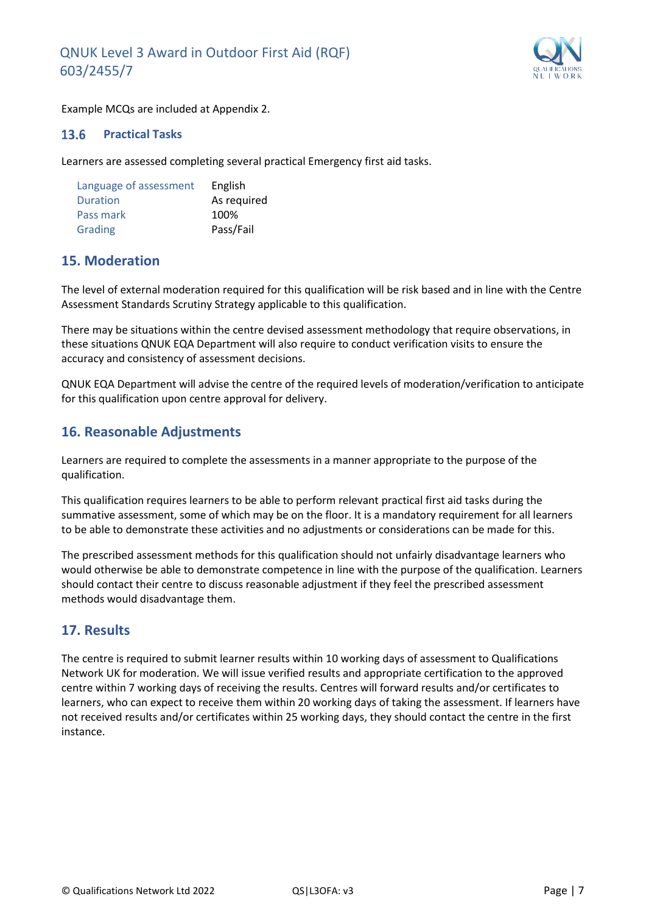Example MCQs are included at Appendix 2.

### 13.6 Practical Tasks

Learners are assessed completing several practical Emergency first aid tasks.

| | |
|---|---|
| Language of assessment | English |
| Duration | As required |
| Pass mark | 100% |
| Grading | Pass/Fail |

## 15. Moderation

The level of external moderation required for this qualification will be risk based and in line with the Centre Assessment Standards Scrutiny Strategy applicable to this qualification.

There may be situations within the centre devised assessment methodology that require observations, in these situations QNUK EQA Department will also require to conduct verification visits to ensure the accuracy and consistency of assessment decisions.

QNUK EQA Department will advise the centre of the required levels of moderation/verification to anticipate for this qualification upon centre approval for delivery.

## 16. Reasonable Adjustments

Learners are required to complete the assessments in a manner appropriate to the purpose of the qualification.

This qualification requires learners to be able to perform relevant practical first aid tasks during the summative assessment, some of which may be on the floor. It is a mandatory requirement for all learners to be able to demonstrate these activities and no adjustments or considerations can be made for this.

The prescribed assessment methods for this qualification should not unfairly disadvantage learners who would otherwise be able to demonstrate competence in line with the purpose of the qualification. Learners should contact their centre to discuss reasonable adjustment if they feel the prescribed assessment methods would disadvantage them.

## 17. Results

The centre is required to submit learner results within 10 working days of assessment to Qualifications Network UK for moderation. We will issue verified results and appropriate certification to the approved centre within 7 working days of receiving the results. Centres will forward results and/or certificates to learners, who can expect to receive them within 20 working days of taking the assessment. If learners have not received results and/or certificates within 25 working days, they should contact the centre in the first instance.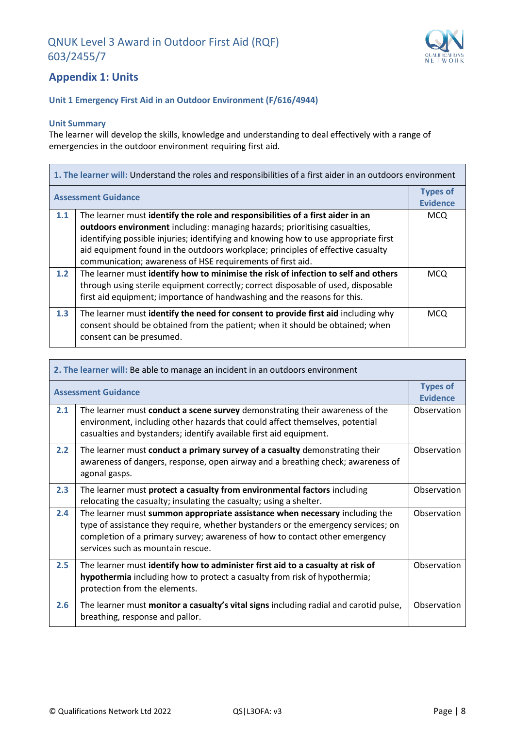## Appendix 1: Units

### Unit 1 Emergency First Aid in an Outdoor Environment (F/616/4944)

**Unit Summary**

The learner will develop the skills, knowledge and understanding to deal effectively with a range of emergencies in the outdoor environment requiring first aid.

| **1. The learner will:** Understand the roles and responsibilities of a first aider in an outdoors environment | | |
|---|---|---|
| **Assessment Guidance** | | **Types of Evidence** |
| **1.1** | The learner must **identify the role and responsibilities of a first aider in an outdoors environment** including: managing hazards; prioritising casualties, identifying possible injuries; identifying and knowing how to use appropriate first aid equipment found in the outdoors workplace; principles of effective casualty communication; awareness of HSE requirements of first aid. | MCQ |
| **1.2** | The learner must **identify how to minimise the risk of infection to self and others** through using sterile equipment correctly; correct disposable of used, disposable first aid equipment; importance of handwashing and the reasons for this. | MCQ |
| **1.3** | The learner must **identify the need for consent to provide first aid** including why consent should be obtained from the patient; when it should be obtained; when consent can be presumed. | MCQ |

| **2. The learner will:** Be able to manage an incident in an outdoors environment | | |
|---|---|---|
| **Assessment Guidance** | | **Types of Evidence** |
| **2.1** | The learner must **conduct a scene survey** demonstrating their awareness of the environment, including other hazards that could affect themselves, potential casualties and bystanders; identify available first aid equipment. | Observation |
| **2.2** | The learner must **conduct a primary survey of a casualty** demonstrating their awareness of dangers, response, open airway and a breathing check; awareness of agonal gasps. | Observation |
| **2.3** | The learner must **protect a casualty from environmental factors** including relocating the casualty; insulating the casualty; using a shelter. | Observation |
| **2.4** | The learner must **summon appropriate assistance when necessary** including the type of assistance they require, whether bystanders or the emergency services; on completion of a primary survey; awareness of how to contact other emergency services such as mountain rescue. | Observation |
| **2.5** | The learner must **identify how to administer first aid to a casualty at risk of hypothermia** including how to protect a casualty from risk of hypothermia; protection from the elements. | Observation |
| **2.6** | The learner must **monitor a casualty's vital signs** including radial and carotid pulse, breathing, response and pallor. | Observation |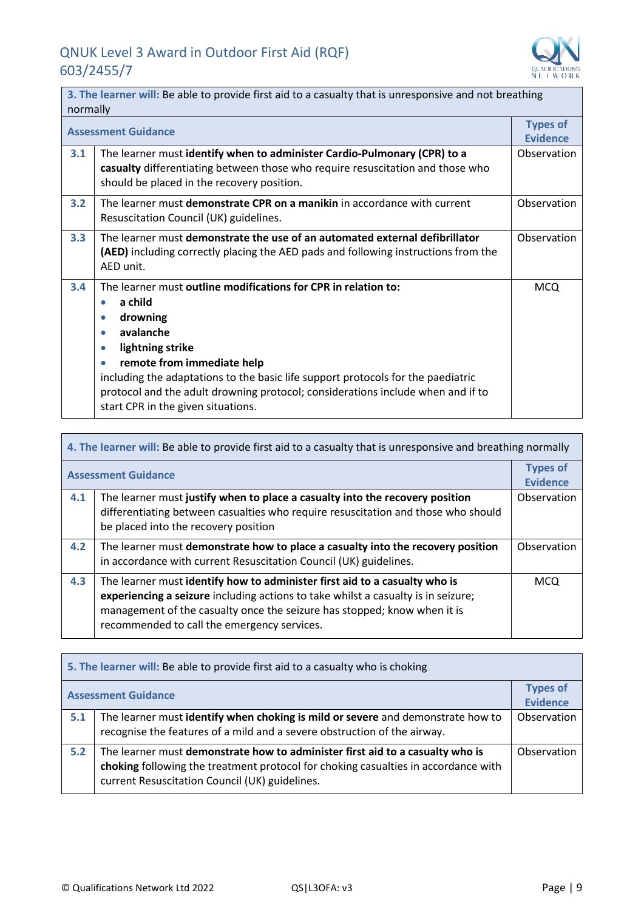| **3. The learner will:** Be able to provide first aid to a casualty that is unresponsive and not breathing normally | | |
|---|---|---|
| **Assessment Guidance** | | **Types of Evidence** |
| **3.1** | The learner must **identify when to administer Cardio-Pulmonary (CPR) to a casualty** differentiating between those who require resuscitation and those who should be placed in the recovery position. | Observation |
| **3.2** | The learner must **demonstrate CPR on a manikin** in accordance with current Resuscitation Council (UK) guidelines. | Observation |
| **3.3** | The learner must **demonstrate the use of an automated external defibrillator (AED)** including correctly placing the AED pads and following instructions from the AED unit. | Observation |
| **3.4** | The learner must **outline modifications for CPR in relation to:**<br>• **a child**<br>• **drowning**<br>• **avalanche**<br>• **lightning strike**<br>• **remote from immediate help**<br>including the adaptations to the basic life support protocols for the paediatric protocol and the adult drowning protocol; considerations include when and if to start CPR in the given situations. | MCQ |

| **4. The learner will:** Be able to provide first aid to a casualty that is unresponsive and breathing normally | | |
|---|---|---|
| **Assessment Guidance** | | **Types of Evidence** |
| **4.1** | The learner must **justify when to place a casualty into the recovery position** differentiating between casualties who require resuscitation and those who should be placed into the recovery position | Observation |
| **4.2** | The learner must **demonstrate how to place a casualty into the recovery position** in accordance with current Resuscitation Council (UK) guidelines. | Observation |
| **4.3** | The learner must **identify how to administer first aid to a casualty who is experiencing a seizure** including actions to take whilst a casualty is in seizure; management of the casualty once the seizure has stopped; know when it is recommended to call the emergency services. | MCQ |

| **5. The learner will:** Be able to provide first aid to a casualty who is choking | | |
|---|---|---|
| **Assessment Guidance** | | **Types of Evidence** |
| **5.1** | The learner must **identify when choking is mild or severe** and demonstrate how to recognise the features of a mild and a severe obstruction of the airway. | Observation |
| **5.2** | The learner must **demonstrate how to administer first aid to a casualty who is choking** following the treatment protocol for choking casualties in accordance with current Resuscitation Council (UK) guidelines. | Observation |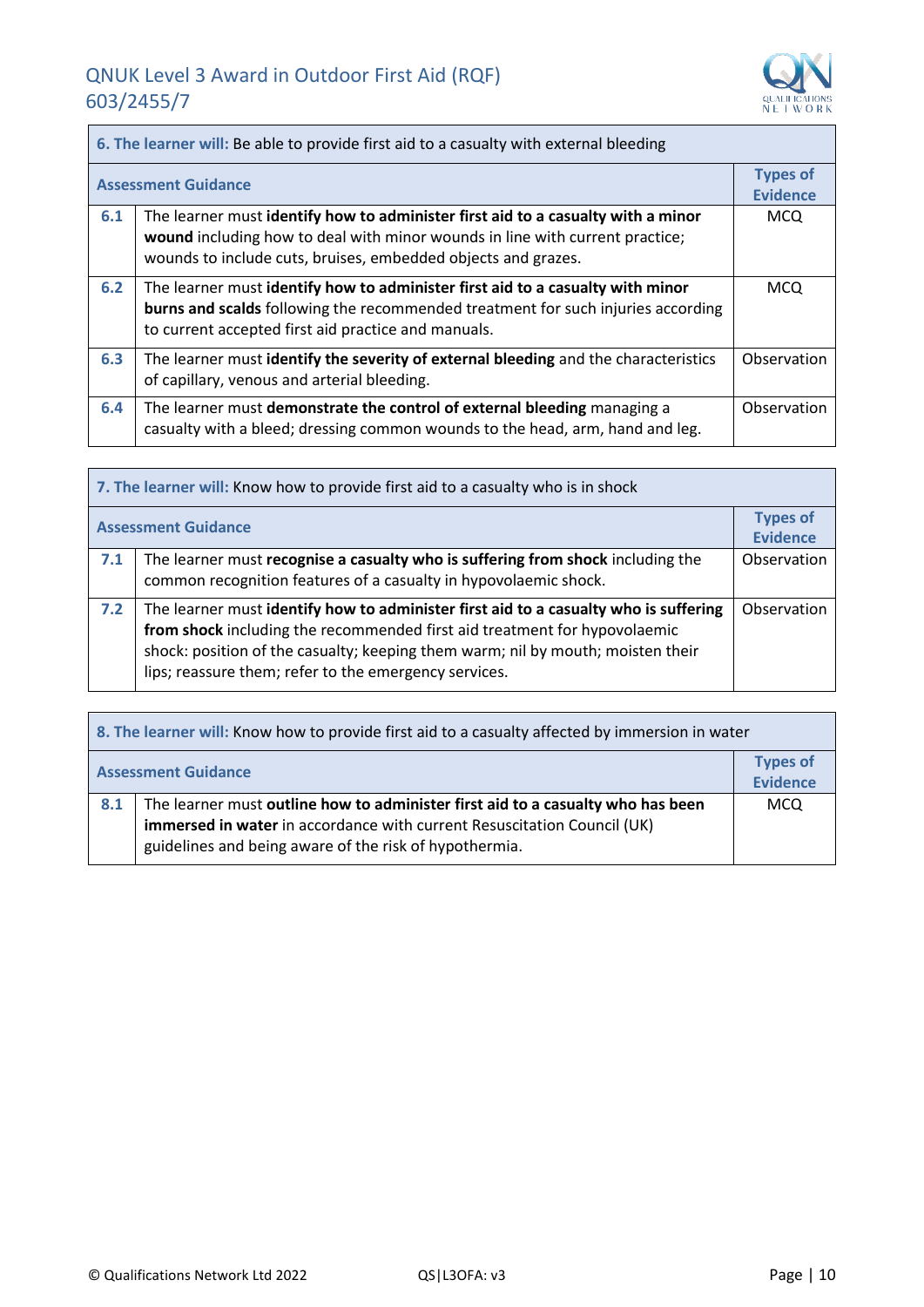| **6. The learner will:** Be able to provide first aid to a casualty with external bleeding | | |
|---|---|---|
| **Assessment Guidance** | | **Types of Evidence** |
| **6.1** | The learner must **identify how to administer first aid to a casualty with a minor wound** including how to deal with minor wounds in line with current practice; wounds to include cuts, bruises, embedded objects and grazes. | MCQ |
| **6.2** | The learner must **identify how to administer first aid to a casualty with minor burns and scalds** following the recommended treatment for such injuries according to current accepted first aid practice and manuals. | MCQ |
| **6.3** | The learner must **identify the severity of external bleeding** and the characteristics of capillary, venous and arterial bleeding. | Observation |
| **6.4** | The learner must **demonstrate the control of external bleeding** managing a casualty with a bleed; dressing common wounds to the head, arm, hand and leg. | Observation |

| **7. The learner will:** Know how to provide first aid to a casualty who is in shock | | |
|---|---|---|
| **Assessment Guidance** | | **Types of Evidence** |
| **7.1** | The learner must **recognise a casualty who is suffering from shock** including the common recognition features of a casualty in hypovolaemic shock. | Observation |
| **7.2** | The learner must **identify how to administer first aid to a casualty who is suffering from shock** including the recommended first aid treatment for hypovolaemic shock: position of the casualty; keeping them warm; nil by mouth; moisten their lips; reassure them; refer to the emergency services. | Observation |

| **8. The learner will:** Know how to provide first aid to a casualty affected by immersion in water | | |
|---|---|---|
| **Assessment Guidance** | | **Types of Evidence** |
| **8.1** | The learner must **outline how to administer first aid to a casualty who has been immersed in water** in accordance with current Resuscitation Council (UK) guidelines and being aware of the risk of hypothermia. | MCQ |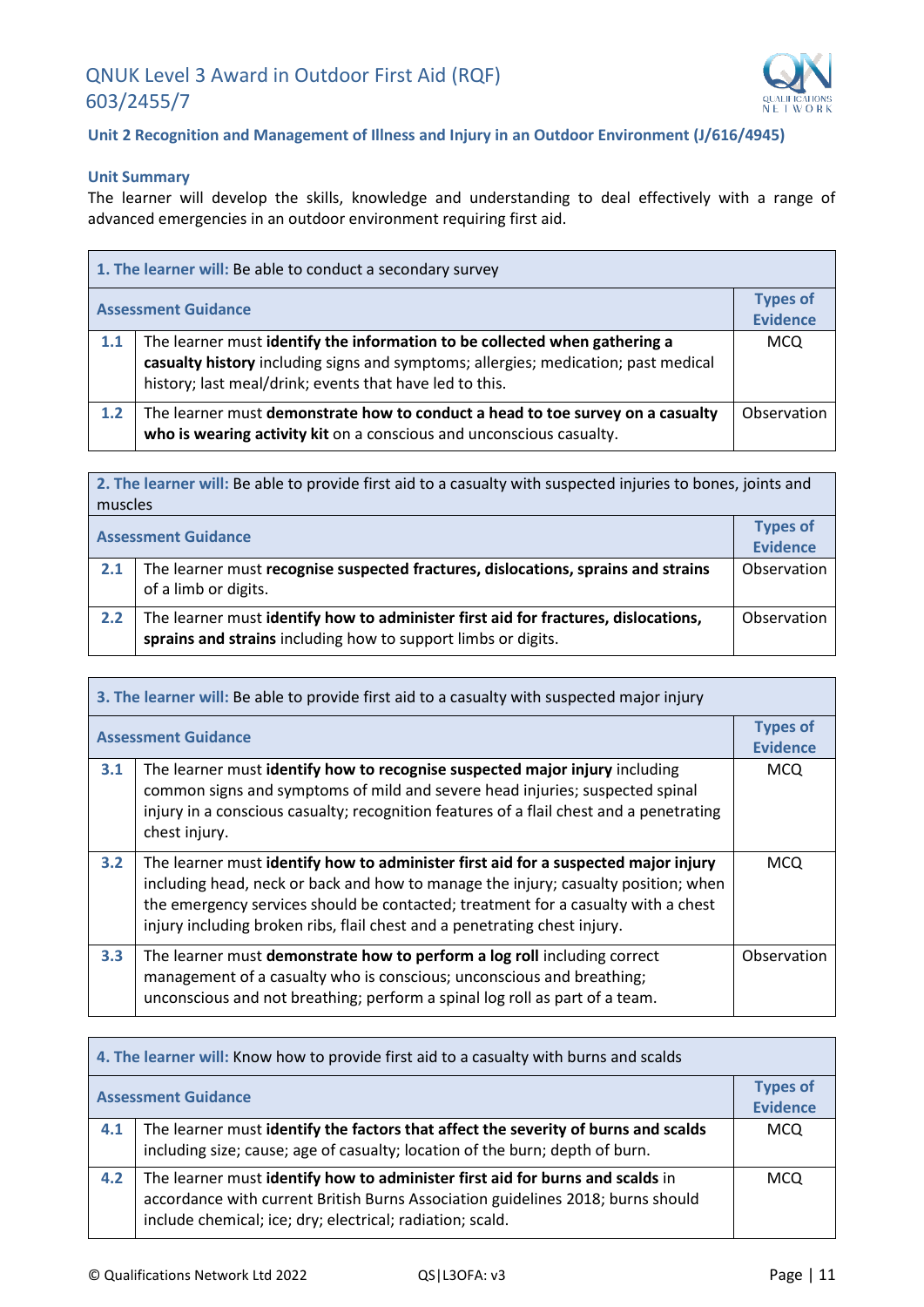## Unit 2 Recognition and Management of Illness and Injury in an Outdoor Environment (J/616/4945)

### Unit Summary

The learner will develop the skills, knowledge and understanding to deal effectively with a range of advanced emergencies in an outdoor environment requiring first aid.

| **1. The learner will:** Be able to conduct a secondary survey | | |
|---|---|---|
| **Assessment Guidance** | | **Types of Evidence** |
| **1.1** | The learner must **identify the information to be collected when gathering a casualty history** including signs and symptoms; allergies; medication; past medical history; last meal/drink; events that have led to this. | MCQ |
| **1.2** | The learner must **demonstrate how to conduct a head to toe survey on a casualty who is wearing activity kit** on a conscious and unconscious casualty. | Observation |

| **2. The learner will:** Be able to provide first aid to a casualty with suspected injuries to bones, joints and muscles | | |
|---|---|---|
| **Assessment Guidance** | | **Types of Evidence** |
| **2.1** | The learner must **recognise suspected fractures, dislocations, sprains and strains** of a limb or digits. | Observation |
| **2.2** | The learner must **identify how to administer first aid for fractures, dislocations, sprains and strains** including how to support limbs or digits. | Observation |

| **3. The learner will:** Be able to provide first aid to a casualty with suspected major injury | | |
|---|---|---|
| **Assessment Guidance** | | **Types of Evidence** |
| **3.1** | The learner must **identify how to recognise suspected major injury** including common signs and symptoms of mild and severe head injuries; suspected spinal injury in a conscious casualty; recognition features of a flail chest and a penetrating chest injury. | MCQ |
| **3.2** | The learner must **identify how to administer first aid for a suspected major injury** including head, neck or back and how to manage the injury; casualty position; when the emergency services should be contacted; treatment for a casualty with a chest injury including broken ribs, flail chest and a penetrating chest injury. | MCQ |
| **3.3** | The learner must **demonstrate how to perform a log roll** including correct management of a casualty who is conscious; unconscious and breathing; unconscious and not breathing; perform a spinal log roll as part of a team. | Observation |

| **4. The learner will:** Know how to provide first aid to a casualty with burns and scalds | | |
|---|---|---|
| **Assessment Guidance** | | **Types of Evidence** |
| **4.1** | The learner must **identify the factors that affect the severity of burns and scalds** including size; cause; age of casualty; location of the burn; depth of burn. | MCQ |
| **4.2** | The learner must **identify how to administer first aid for burns and scalds** in accordance with current British Burns Association guidelines 2018; burns should include chemical; ice; dry; electrical; radiation; scald. | MCQ |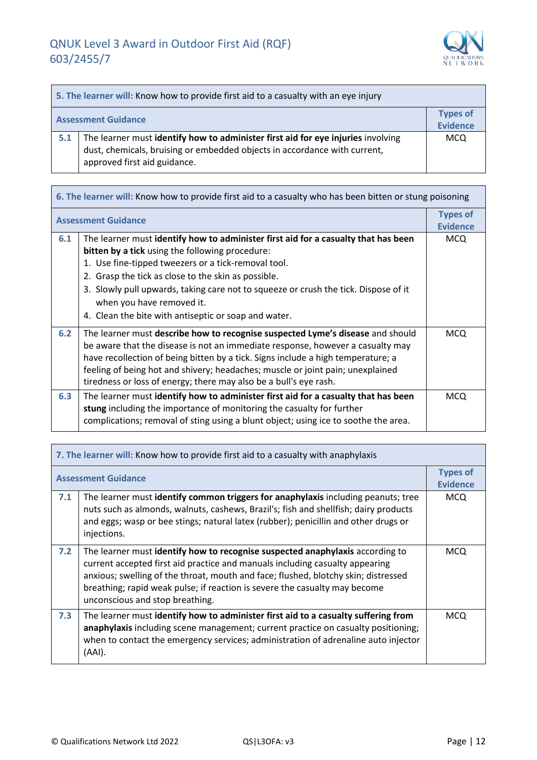| **5. The learner will:** Know how to provide first aid to a casualty with an eye injury | | |
|---|---|---|
| **Assessment Guidance** | | **Types of Evidence** |
| **5.1** | The learner must **identify how to administer first aid for eye injuries** involving dust, chemicals, bruising or embedded objects in accordance with current, approved first aid guidance. | MCQ |

| **6. The learner will:** Know how to provide first aid to a casualty who has been bitten or stung poisoning | | |
|---|---|---|
| **Assessment Guidance** | | **Types of Evidence** |
| **6.1** | The learner must **identify how to administer first aid for a casualty that has been bitten by a tick** using the following procedure:<br>1. Use fine-tipped tweezers or a tick-removal tool.<br>2. Grasp the tick as close to the skin as possible.<br>3. Slowly pull upwards, taking care not to squeeze or crush the tick. Dispose of it when you have removed it.<br>4. Clean the bite with antiseptic or soap and water. | MCQ |
| **6.2** | The learner must **describe how to recognise suspected Lyme's disease** and should be aware that the disease is not an immediate response, however a casualty may have recollection of being bitten by a tick. Signs include a high temperature; a feeling of being hot and shivery; headaches; muscle or joint pain; unexplained tiredness or loss of energy; there may also be a bull's eye rash. | MCQ |
| **6.3** | The learner must **identify how to administer first aid for a casualty that has been stung** including the importance of monitoring the casualty for further complications; removal of sting using a blunt object; using ice to soothe the area. | MCQ |

| **7. The learner will:** Know how to provide first aid to a casualty with anaphylaxis | | |
|---|---|---|
| **Assessment Guidance** | | **Types of Evidence** |
| **7.1** | The learner must **identify common triggers for anaphylaxis** including peanuts; tree nuts such as almonds, walnuts, cashews, Brazil's; fish and shellfish; dairy products and eggs; wasp or bee stings; natural latex (rubber); penicillin and other drugs or injections. | MCQ |
| **7.2** | The learner must **identify how to recognise suspected anaphylaxis** according to current accepted first aid practice and manuals including casualty appearing anxious; swelling of the throat, mouth and face; flushed, blotchy skin; distressed breathing; rapid weak pulse; if reaction is severe the casualty may become unconscious and stop breathing. | MCQ |
| **7.3** | The learner must **identify how to administer first aid to a casualty suffering from anaphylaxis** including scene management; current practice on casualty positioning; when to contact the emergency services; administration of adrenaline auto injector (AAI). | MCQ |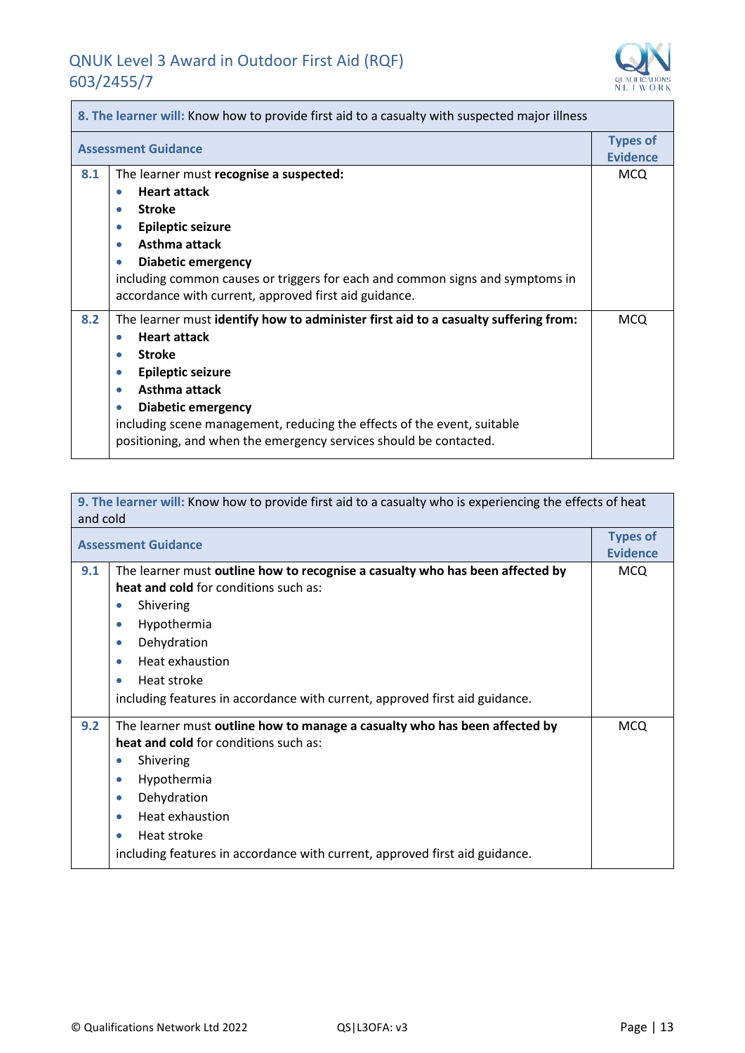| **8. The learner will:** Know how to provide first aid to a casualty with suspected major illness | | |
|---|---|---|
| **Assessment Guidance** | | **Types of Evidence** |
| **8.1** | The learner must **recognise a suspected:**<br>• **Heart attack**<br>• **Stroke**<br>• **Epileptic seizure**<br>• **Asthma attack**<br>• **Diabetic emergency**<br>including common causes or triggers for each and common signs and symptoms in accordance with current, approved first aid guidance. | MCQ |
| **8.2** | The learner must **identify how to administer first aid to a casualty suffering from:**<br>• **Heart attack**<br>• **Stroke**<br>• **Epileptic seizure**<br>• **Asthma attack**<br>• **Diabetic emergency**<br>including scene management, reducing the effects of the event, suitable positioning, and when the emergency services should be contacted. | MCQ |

| **9. The learner will:** Know how to provide first aid to a casualty who is experiencing the effects of heat and cold | | |
|---|---|---|
| **Assessment Guidance** | | **Types of Evidence** |
| **9.1** | The learner must **outline how to recognise a casualty who has been affected by heat and cold** for conditions such as:<br>• Shivering<br>• Hypothermia<br>• Dehydration<br>• Heat exhaustion<br>• Heat stroke<br>including features in accordance with current, approved first aid guidance. | MCQ |
| **9.2** | The learner must **outline how to manage a casualty who has been affected by heat and cold** for conditions such as:<br>• Shivering<br>• Hypothermia<br>• Dehydration<br>• Heat exhaustion<br>• Heat stroke<br>including features in accordance with current, approved first aid guidance. | MCQ |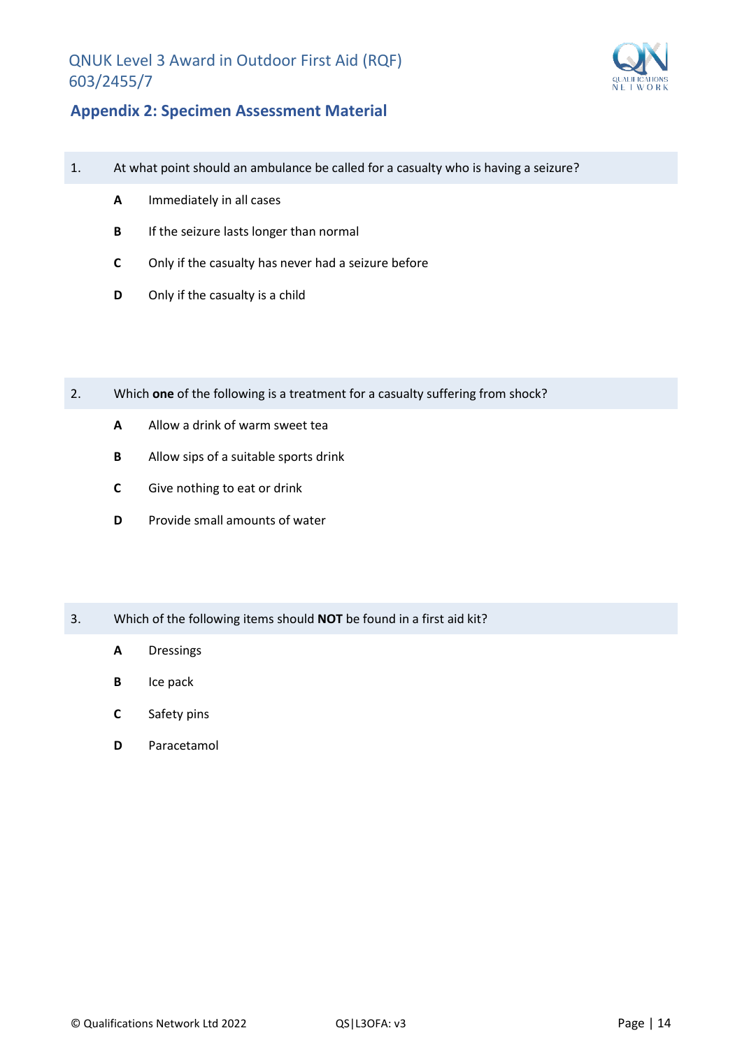## Appendix 2: Specimen Assessment Material

1. At what point should an ambulance be called for a casualty who is having a seizure?

   **A** Immediately in all cases

   **B** If the seizure lasts longer than normal

   **C** Only if the casualty has never had a seizure before

   **D** Only if the casualty is a child

2. Which **one** of the following is a treatment for a casualty suffering from shock?

   **A** Allow a drink of warm sweet tea

   **B** Allow sips of a suitable sports drink

   **C** Give nothing to eat or drink

   **D** Provide small amounts of water

3. Which of the following items should **NOT** be found in a first aid kit?

   **A** Dressings

   **B** Ice pack

   **C** Safety pins

   **D** Paracetamol